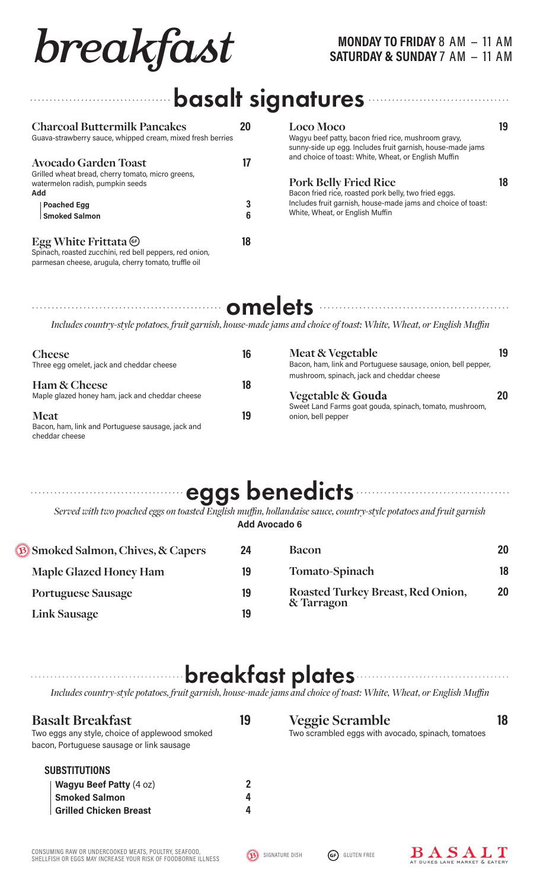# breakfast

**MONDAY TO FRIDAY** 8 AM – 11 AM
**SATURDAY & SUNDAY** 7 AM – 11 AM

## basalt signatures

**Charcoal Buttermilk Pancakes** 20
Guava-strawberry sauce, whipped cream, mixed fresh berries

**Avocado Garden Toast** 17
Grilled wheat bread, cherry tomato, micro greens, watermelon radish, pumpkin seeds

**Add**
- **Poached Egg** 3
- **Smoked Salmon** 6

**Egg White Frittata** (GF) 18
Spinach, roasted zucchini, red bell peppers, red onion, parmesan cheese, arugula, cherry tomato, truffle oil

**Loco Moco** 19
Wagyu beef patty, bacon fried rice, mushroom gravy, sunny-side up egg. Includes fruit garnish, house-made jams and choice of toast: White, Wheat, or English Muffin

**Pork Belly Fried Rice** 18
Bacon fried rice, roasted pork belly, two fried eggs. Includes fruit garnish, house-made jams and choice of toast: White, Wheat, or English Muffin

## omelets

*Includes country-style potatoes, fruit garnish, house-made jams and choice of toast: White, Wheat, or English Muffin*

**Cheese** 16
Three egg omelet, jack and cheddar cheese

**Ham & Cheese** 18
Maple glazed honey ham, jack and cheddar cheese

**Meat** 19
Bacon, ham, link and Portuguese sausage, jack and cheddar cheese

**Meat & Vegetable** 19
Bacon, ham, link and Portuguese sausage, onion, bell pepper, mushroom, spinach, jack and cheddar cheese

**Vegetable & Gouda** 20
Sweet Land Farms goat gouda, spinach, tomato, mushroom, onion, bell pepper

## eggs benedicts

*Served with two poached eggs on toasted English muffin, hollandaise sauce, country-style potatoes and fruit garnish*

**Add Avocado 6**

| Item | Price |
|---|---|
| (B) Smoked Salmon, Chives, & Capers | 24 |
| Maple Glazed Honey Ham | 19 |
| Portuguese Sausage | 19 |
| Link Sausage | 19 |
| Bacon | 20 |
| Tomato-Spinach | 18 |
| Roasted Turkey Breast, Red Onion, & Tarragon | 20 |

## breakfast plates

*Includes country-style potatoes, fruit garnish, house-made jams and choice of toast: White, Wheat, or English Muffin*

**Basalt Breakfast** 19
Two eggs any style, choice of applewood smoked bacon, Portuguese sausage or link sausage

**SUBSTITUTIONS**
- **Wagyu Beef Patty** (4 oz) 2
- **Smoked Salmon** 4
- **Grilled Chicken Breast** 4

**Veggie Scramble** 18
Two scrambled eggs with avocado, spinach, tomatoes

CONSUMING RAW OR UNDERCOOKED MEATS, POULTRY, SEAFOOD, SHELLFISH OR EGGS MAY INCREASE YOUR RISK OF FOODBORNE ILLNESS

(B) SIGNATURE DISH (GF) GLUTEN FREE

BASALT AT DUKES LANE MARKET & EATERY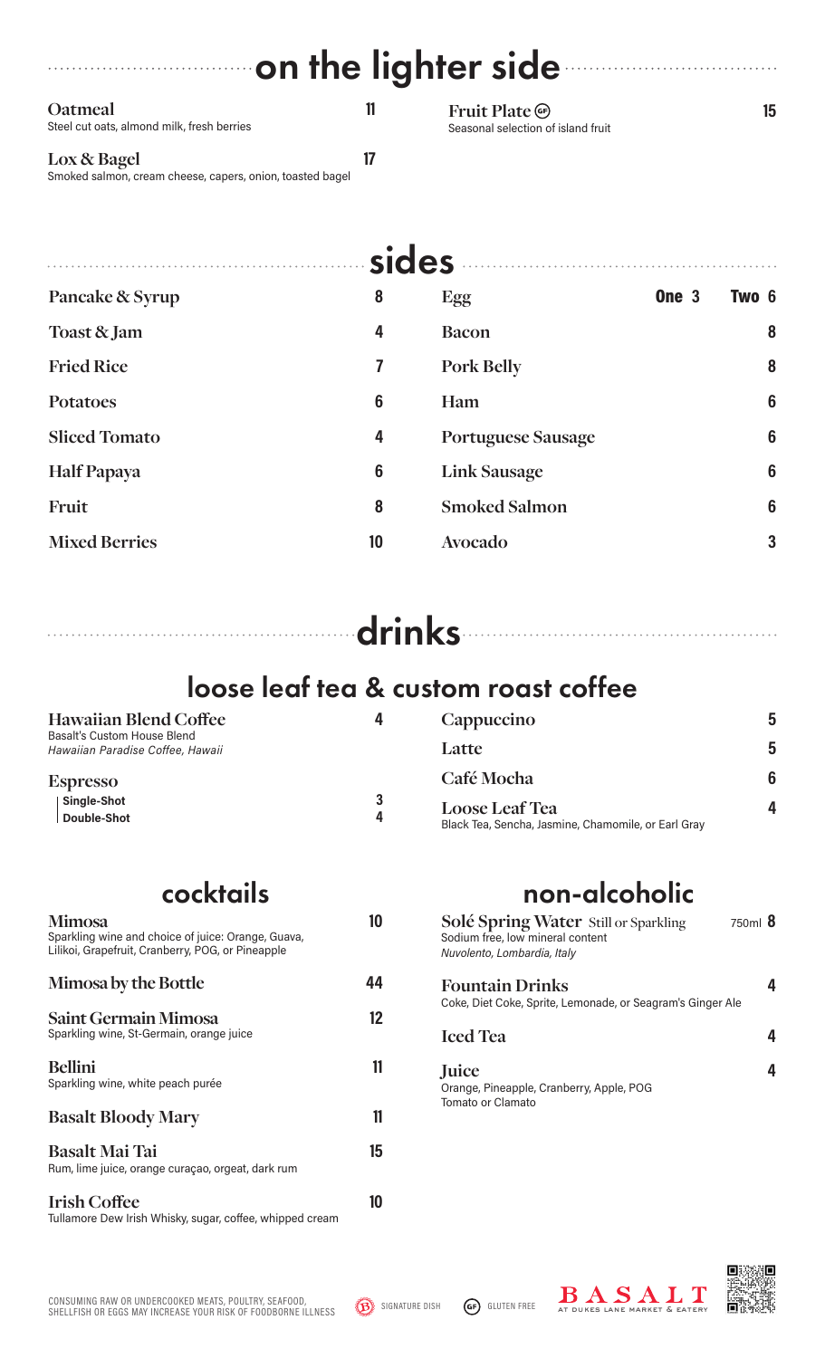# on the lighter side

**Oatmeal** 11
Steel cut oats, almond milk, fresh berries

**Lox & Bagel** 17
Smoked salmon, cream cheese, capers, onion, toasted bagel

**Fruit Plate** (GF) 15
Seasonal selection of island fruit

# sides

| | |
|---|---|
| **Pancake & Syrup** | 8 |
| **Toast & Jam** | 4 |
| **Fried Rice** | 7 |
| **Potatoes** | 6 |
| **Sliced Tomato** | 4 |
| **Half Papaya** | 6 |
| **Fruit** | 8 |
| **Mixed Berries** | 10 |
| **Egg** | One 3 / Two 6 |
| **Bacon** | 8 |
| **Pork Belly** | 8 |
| **Ham** | 6 |
| **Portuguese Sausage** | 6 |
| **Link Sausage** | 6 |
| **Smoked Salmon** | 6 |
| **Avocado** | 3 |

# drinks

## loose leaf tea & custom roast coffee

**Hawaiian Blend Coffee** 4
Basalt's Custom House Blend
*Hawaiian Paradise Coffee, Hawaii*

**Espresso**
- **Single-Shot** 3
- **Double-Shot** 4

**Cappuccino** 5

**Latte** 5

**Café Mocha** 6

**Loose Leaf Tea** 4
Black Tea, Sencha, Jasmine, Chamomile, or Earl Gray

## cocktails

**Mimosa** 10
Sparkling wine and choice of juice: Orange, Guava, Lilikoi, Grapefruit, Cranberry, POG, or Pineapple

**Mimosa by the Bottle** 44

**Saint Germain Mimosa** 12
Sparkling wine, St-Germain, orange juice

**Bellini** 11
Sparkling wine, white peach purée

**Basalt Bloody Mary** 11

**Basalt Mai Tai** 15
Rum, lime juice, orange curaçao, orgeat, dark rum

**Irish Coffee** 10
Tullamore Dew Irish Whisky, sugar, coffee, whipped cream

## non-alcoholic

**Solé Spring Water** Still or Sparkling 750ml 8
Sodium free, low mineral content
*Nuvolento, Lombardia, Italy*

**Fountain Drinks** 4
Coke, Diet Coke, Sprite, Lemonade, or Seagram's Ginger Ale

**Iced Tea** 4

**Juice** 4
Orange, Pineapple, Cranberry, Apple, POG
Tomato or Clamato

CONSUMING RAW OR UNDERCOOKED MEATS, POULTRY, SEAFOOD, SHELLFISH OR EGGS MAY INCREASE YOUR RISK OF FOODBORNE ILLNESS

(B) SIGNATURE DISH (GF) GLUTEN FREE

BASALT AT DUKES LANE MARKET & EATERY